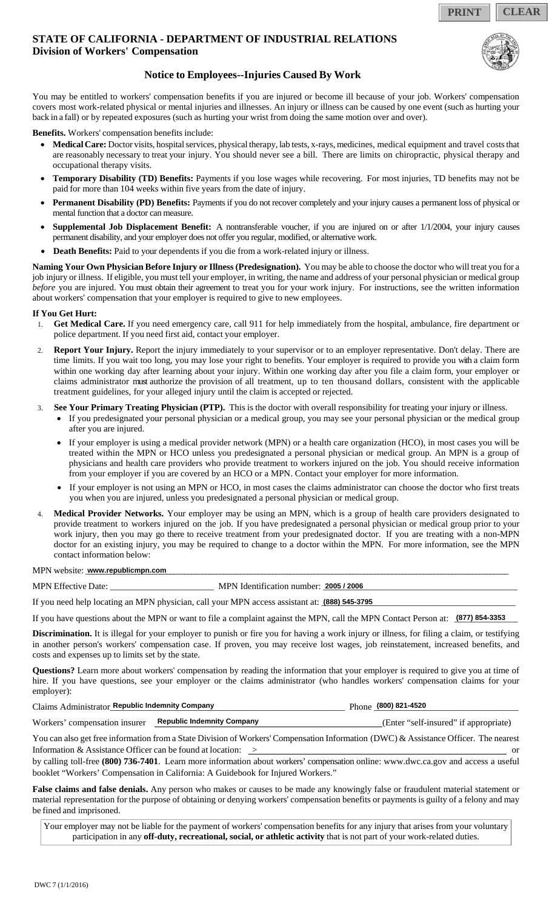# STATE OF CALIFORNIA - DEPARTMENT OF INDUSTRIAL RELATIONS
**Division of Workers' Compensation**

## Notice to Employees--Injuries Caused By Work

You may be entitled to workers' compensation benefits if you are injured or become ill because of your job. Workers' compensation covers most work-related physical or mental injuries and illnesses. An injury or illness can be caused by one event (such as hurting your back in a fall) or by repeated exposures (such as hurting your wrist from doing the same motion over and over).

**Benefits.** Workers' compensation benefits include:

- **Medical Care:** Doctor visits, hospital services, physical therapy, lab tests, x-rays, medicines, medical equipment and travel costs that are reasonably necessary to treat your injury. You should never see a bill. There are limits on chiropractic, physical therapy and occupational therapy visits.
- **Temporary Disability (TD) Benefits:** Payments if you lose wages while recovering. For most injuries, TD benefits may not be paid for more than 104 weeks within five years from the date of injury.
- **Permanent Disability (PD) Benefits:** Payments if you do not recover completely and your injury causes a permanent loss of physical or mental function that a doctor can measure.
- **Supplemental Job Displacement Benefit:** A nontransferable voucher, if you are injured on or after 1/1/2004, your injury causes permanent disability, and your employer does not offer you regular, modified, or alternative work.
- **Death Benefits:** Paid to your dependents if you die from a work-related injury or illness.

**Naming Your Own Physician Before Injury or Illness (Predesignation).** You may be able to choose the doctor who will treat you for a job injury or illness. If eligible, you must tell your employer, in writing, the name and address of your personal physician or medical group *before* you are injured. You must obtain their agreement to treat you for your work injury. For instructions, see the written information about workers' compensation that your employer is required to give to new employees.

**If You Get Hurt:**

1. **Get Medical Care.** If you need emergency care, call 911 for help immediately from the hospital, ambulance, fire department or police department. If you need first aid, contact your employer.
2. **Report Your Injury.** Report the injury immediately to your supervisor or to an employer representative. Don't delay. There are time limits. If you wait too long, you may lose your right to benefits. Your employer is required to provide you with a claim form within one working day after learning about your injury. Within one working day after you file a claim form, your employer or claims administrator must authorize the provision of all treatment, up to ten thousand dollars, consistent with the applicable treatment guidelines, for your alleged injury until the claim is accepted or rejected.
3. **See Your Primary Treating Physician (PTP).** This is the doctor with overall responsibility for treating your injury or illness.
   - If you predesignated your personal physician or a medical group, you may see your personal physician or the medical group after you are injured.
   - If your employer is using a medical provider network (MPN) or a health care organization (HCO), in most cases you will be treated within the MPN or HCO unless you predesignated a personal physician or medical group. An MPN is a group of physicians and health care providers who provide treatment to workers injured on the job. You should receive information from your employer if you are covered by an HCO or a MPN. Contact your employer for more information.
   - If your employer is not using an MPN or HCO, in most cases the claims administrator can choose the doctor who first treats you when you are injured, unless you predesignated a personal physician or medical group.
4. **Medical Provider Networks.** Your employer may be using an MPN, which is a group of health care providers designated to provide treatment to workers injured on the job. If you have predesignated a personal physician or medical group prior to your work injury, then you may go there to receive treatment from your predesignated doctor. If you are treating with a non-MPN doctor for an existing injury, you may be required to change to a doctor within the MPN. For more information, see the MPN contact information below:

MPN website: **www.republicmpn.com**

MPN Effective Date: ______________________ MPN Identification number: **2005 / 2006**

If you need help locating an MPN physician, call your MPN access assistant at: **(888) 545-3795**

If you have questions about the MPN or want to file a complaint against the MPN, call the MPN Contact Person at: **(877) 854-3353**

**Discrimination.** It is illegal for your employer to punish or fire you for having a work injury or illness, for filing a claim, or testifying in another person's workers' compensation case. If proven, you may receive lost wages, job reinstatement, increased benefits, and costs and expenses up to limits set by the state.

**Questions?** Learn more about workers' compensation by reading the information that your employer is required to give you at time of hire. If you have questions, see your employer or the claims administrator (who handles workers' compensation claims for your employer):

Claims Administrator **Republic Indemnity Company** Phone **(800) 821-4520**

Workers' compensation insurer **Republic Indemnity Company** (Enter "self-insured" if appropriate)

You can also get free information from a State Division of Workers' Compensation Information (DWC) & Assistance Officer. The nearest Information & Assistance Officer can be found at location: > ______________________ or by calling toll-free **(800) 736-7401**. Learn more information about workers' compensation online: www.dwc.ca.gov and access a useful booklet "Workers' Compensation in California: A Guidebook for Injured Workers."

**False claims and false denials.** Any person who makes or causes to be made any knowingly false or fraudulent material statement or material representation for the purpose of obtaining or denying workers' compensation benefits or payments is guilty of a felony and may be fined and imprisoned.

Your employer may not be liable for the payment of workers' compensation benefits for any injury that arises from your voluntary participation in any **off-duty, recreational, social, or athletic activity** that is not part of your work-related duties.

DWC 7 (1/1/2016)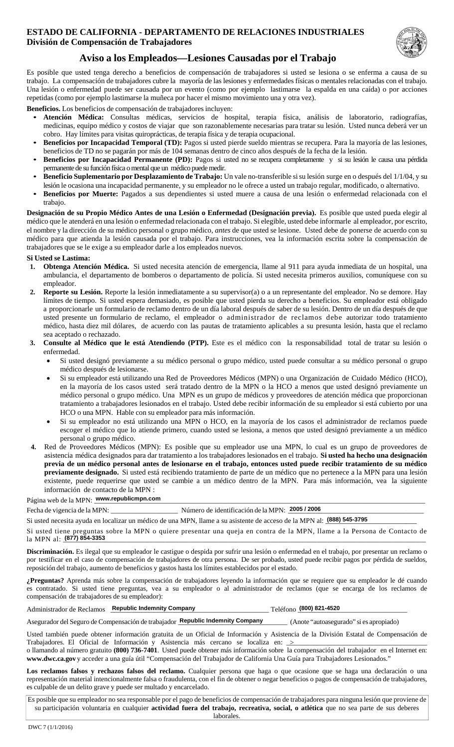**ESTADO DE CALIFORNIA - DEPARTAMENTO DE RELACIONES INDUSTRIALES**
**División de Compensación de Trabajadores**

# Aviso a los Empleados—Lesiones Causadas por el Trabajo

Es posible que usted tenga derecho a beneficios de compensación de trabajadores si usted se lesiona o se enferma a causa de su trabajo. La compensación de trabajadores cubre la mayoría de las lesiones y enfermedades físicas o mentales relacionadas con el trabajo. Una lesión o enfermedad puede ser causada por un evento (como por ejemplo lastimarse la espalda en una caída) o por acciones repetidas (como por ejemplo lastimarse la muñeca por hacer el mismo movimiento una y otra vez).

**Beneficios.** Los beneficios de compensación de trabajadores incluyen:

- **Atención Médica:** Consultas médicas, servicios de hospital, terapia física, análisis de laboratorio, radiografías, medicinas, equipo médico y costos de viajar que son razonablemente necesarias para tratar su lesión. Usted nunca deberá ver un cobro. Hay límites para visitas quiroprácticas, de terapia física y de terapia ocupacional.
- **Beneficios por Incapacidad Temporal (TD):** Pagos si usted pierde sueldo mientras se recupera. Para la mayoría de las lesiones, beneficios de TD no se pagarán por más de 104 semanas dentro de cinco años después de la fecha de la lesión.
- **Beneficios por Incapacidad Permanente (PD):** Pagos si usted no se recupera completamente y si su lesión le causa una pérdida permanente de su función física o mental que un médico puede medir.
- **Beneficio Suplementario por Desplazamiento de Trabajo:** Un vale no-transferible si su lesión surge en o después del 1/1/04, y su lesión le ocasiona una incapacidad permanente, y su empleador no le ofrece a usted un trabajo regular, modificado, o alternativo.
- **Beneficios por Muerte:** Pagados a sus dependientes si usted muere a causa de una lesión o enfermedad relacionada con el trabajo.

**Designación de su Propio Médico Antes de una Lesión o Enfermedad (Designación previa).** Es posible que usted pueda elegir al médico que le atenderá en una lesión o enfermedad relacionada con el trabajo. Si elegible, usted debe informarle al empleador, por escrito, el nombre y la dirección de su médico personal o grupo médico, *antes* de que usted se lesione. Usted debe de ponerse de acuerdo con su médico para que atienda la lesión causada por el trabajo. Para instrucciones, vea la información escrita sobre la compensación de trabajadores que se le exige a su empleador darle a los empleados nuevos.

**Si Usted se Lastima:**

1. **Obtenga Atención Médica.** Si usted necesita atención de emergencia, llame al 911 para ayuda inmediata de un hospital, una ambulancia, el departamento de bomberos o departamento de policía. Si usted necesita primeros auxilios, comuníquese con su empleador.
2. **Reporte su Lesión.** Reporte la lesión inmediatamente a su supervisor(a) o a un representante del empleador. No se demore. Hay límites de tiempo. Si usted espera demasiado, es posible que usted pierda su derecho a beneficios. Su empleador está obligado a proporcionarle un formulario de reclamo dentro de un día laboral después de saber de su lesión. Dentro de un día después de que usted presente un formulario de reclamo, el empleador o administrador de reclamos debe autorizar todo tratamiento médico, hasta diez mil dólares, de acuerdo con las pautas de tratamiento aplicables a su presunta lesión, hasta que el reclamo sea aceptado o rechazado.
3. **Consulte al Médico que le está Atendiendo (PTP).** Este es el médico con la responsabilidad total de tratar su lesión o enfermedad.
   - Si usted designó previamente a su médico personal o grupo médico, usted puede consultar a su médico personal o grupo médico después de lesionarse.
   - Si su empleador está utilizando una Red de Proveedores Médicos (MPN) o una Organización de Cuidado Médico (HCO), en la mayoría de los casos usted será tratado dentro de la MPN o la HCO a menos que usted designó previamente un médico personal o grupo médico. Una MPN es un grupo de médicos y proveedores de atención médica que proporcionan tratamiento a trabajadores lesionados en el trabajo. Usted debe recibir información de su empleador si está cubierto por una HCO o una MPN. Hable con su empleador para más información.
   - Si su empleador no está utilizando una MPN o HCO, en la mayoría de los casos el administrador de reclamos puede escoger el médico que lo atiende primero, cuando usted se lesiona, a menos que usted designó previamente a un médico personal o grupo médico.
4. Red de Proveedores Médicos (MPN): Es posible que su empleador use una MPN, lo cual es un grupo de proveedores de asistencia médica designados para dar tratamiento a los trabajadores lesionados en el trabajo. **Si usted ha hecho una designación previa de un médico personal antes de lesionarse en el trabajo, entonces usted puede recibir tratamiento de su médico previamente designado.** Si usted está recibiendo tratamiento de parte de un médico que no pertenece a la MPN para una lesión existente, puede requerirse que usted se cambie a un médico dentro de la MPN. Para más información, vea la siguiente información de contacto de la MPN :

Página web de la MPN: www.republicmpn.com

Fecha de vigencia de la MPN: ____________ Número de identificación de la MPN: 2005 / 2006

Si usted necesita ayuda en localizar un médico de una MPN, llame a su asistente de acceso de la MPN al: (888) 545-3795

Si usted tiene preguntas sobre la MPN o quiere presentar una queja en contra de la MPN, llame a la Persona de Contacto de la MPN al: (877) 854-3353

**Discriminación.** Es ilegal que su empleador le castigue o despida por sufrir una lesión o enfermedad en el trabajo, por presentar un reclamo o por testificar en el caso de compensación de trabajadores de otra persona. De ser probado, usted puede recibir pagos por pérdida de sueldos, reposición del trabajo, aumento de beneficios y gastos hasta los límites establecidos por el estado.

**¿Preguntas?** Aprenda más sobre la compensación de trabajadores leyendo la información que se requiere que su empleador le dé cuando es contratado. Si usted tiene preguntas, vea a su empleador o al administrador de reclamos (que se encarga de los reclamos de compensación de trabajadores de su empleador):

Administrador de Reclamos Republic Indemnity Company Teléfono (800) 821-4520

Asegurador del Seguro de Compensación de trabajador Republic Indemnity Company (Anote "autoasegurado" si es apropiado)

Usted también puede obtener información gratuita de un Oficial de Información y Asistencia de la División Estatal de Compensación de Trabajadores. El Oficial de Información y Asistencia más cercano se localiza en: >
o llamando al número gratuito **(800) 736-7401**. Usted puede obtener más información sobre la compensación del trabajador en el Internet en: **www.dwc.ca.gov** y acceder a una guía útil "Compensación del Trabajador de California Una Guía para Trabajadores Lesionados."

**Los reclamos falsos y rechazos falsos del reclamo.** Cualquier persona que haga o que ocasione que se haga una declaración o una representación material intencionalmente falsa o fraudulenta, con el fin de obtener o negar beneficios o pagos de compensación de trabajadores, es culpable de un delito grave y puede ser multado y encarcelado.

Es posible que su empleador no sea responsable por el pago de beneficios de compensación de trabajadores para ninguna lesión que proviene de su participación voluntaria en cualquier **actividad fuera del trabajo, recreativa, social, o atlética** que no sea parte de sus deberes laborales.

DWC 7 (1/1/2016)